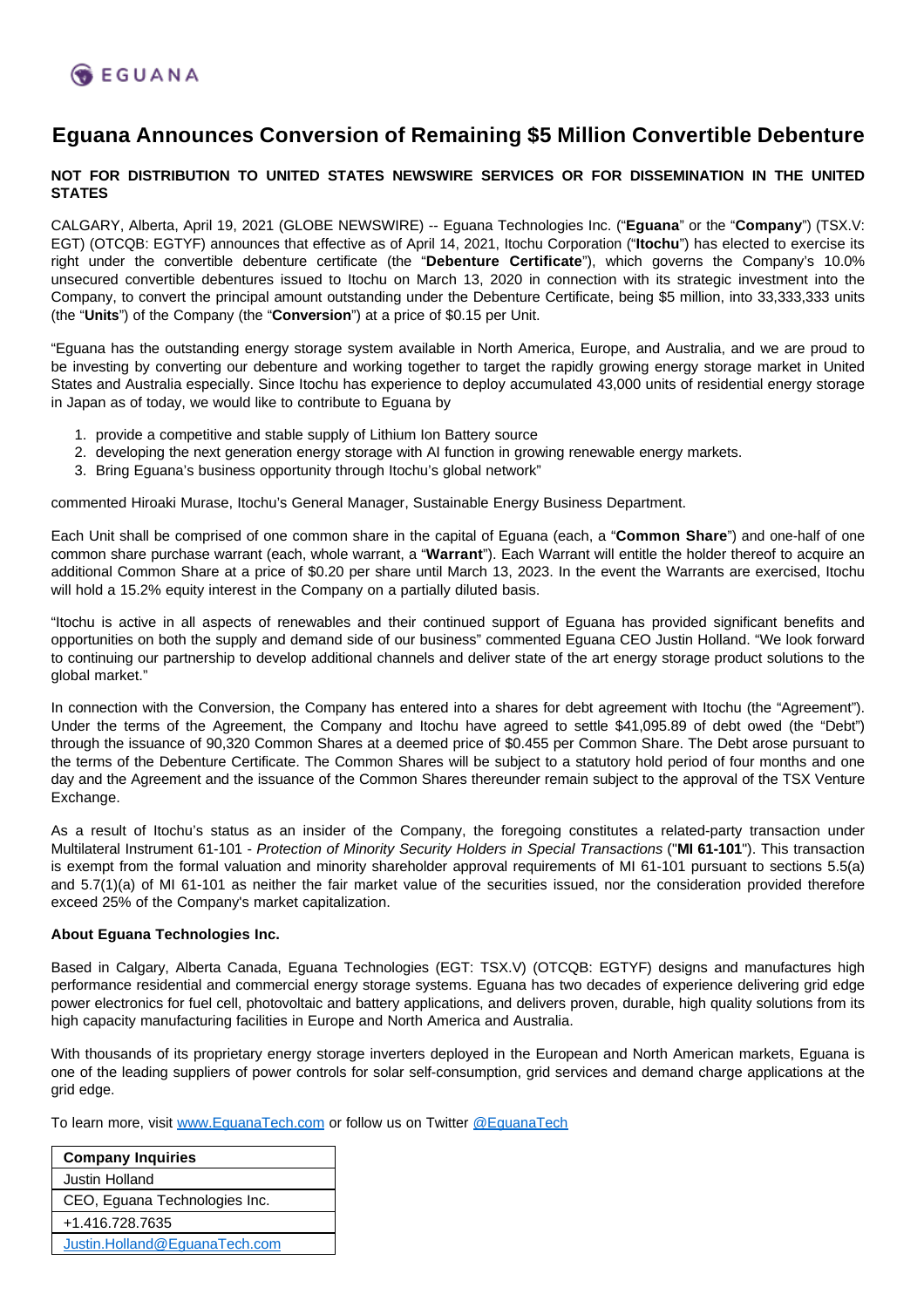EGUANA

# Eguana Announces Conversion of Remaining $5 Million Convertible Debenture

**NOT FOR DISTRIBUTION TO UNITED STATES NEWSWIRE SERVICES OR FOR DISSEMINATION IN THE UNITED STATES**

CALGARY, Alberta, April 19, 2021 (GLOBE NEWSWIRE) -- Eguana Technologies Inc. ("**Eguana**" or the "**Company**") (TSX.V: EGT) (OTCQB: EGTYF) announces that effective as of April 14, 2021, Itochu Corporation ("**Itochu**") has elected to exercise its right under the convertible debenture certificate (the "**Debenture Certificate**"), which governs the Company's 10.0% unsecured convertible debentures issued to Itochu on March 13, 2020 in connection with its strategic investment into the Company, to convert the principal amount outstanding under the Debenture Certificate, being $5 million, into 33,333,333 units (the "**Units**") of the Company (the "**Conversion**") at a price of $0.15 per Unit.

"Eguana has the outstanding energy storage system available in North America, Europe, and Australia, and we are proud to be investing by converting our debenture and working together to target the rapidly growing energy storage market in United States and Australia especially. Since Itochu has experience to deploy accumulated 43,000 units of residential energy storage in Japan as of today, we would like to contribute to Eguana by

1. provide a competitive and stable supply of Lithium Ion Battery source
2. developing the next generation energy storage with AI function in growing renewable energy markets.
3. Bring Eguana's business opportunity through Itochu's global network"

commented Hiroaki Murase, Itochu's General Manager, Sustainable Energy Business Department.

Each Unit shall be comprised of one common share in the capital of Eguana (each, a "**Common Share**") and one-half of one common share purchase warrant (each, whole warrant, a "**Warrant**"). Each Warrant will entitle the holder thereof to acquire an additional Common Share at a price of $0.20 per share until March 13, 2023. In the event the Warrants are exercised, Itochu will hold a 15.2% equity interest in the Company on a partially diluted basis.

"Itochu is active in all aspects of renewables and their continued support of Eguana has provided significant benefits and opportunities on both the supply and demand side of our business" commented Eguana CEO Justin Holland. "We look forward to continuing our partnership to develop additional channels and deliver state of the art energy storage product solutions to the global market."

In connection with the Conversion, the Company has entered into a shares for debt agreement with Itochu (the "Agreement"). Under the terms of the Agreement, the Company and Itochu have agreed to settle $41,095.89 of debt owed (the "Debt") through the issuance of 90,320 Common Shares at a deemed price of $0.455 per Common Share. The Debt arose pursuant to the terms of the Debenture Certificate. The Common Shares will be subject to a statutory hold period of four months and one day and the Agreement and the issuance of the Common Shares thereunder remain subject to the approval of the TSX Venture Exchange.

As a result of Itochu's status as an insider of the Company, the foregoing constitutes a related-party transaction under Multilateral Instrument 61-101 - *Protection of Minority Security Holders in Special Transactions* ("**MI 61-101**"). This transaction is exempt from the formal valuation and minority shareholder approval requirements of MI 61-101 pursuant to sections 5.5(a) and 5.7(1)(a) of MI 61-101 as neither the fair market value of the securities issued, nor the consideration provided therefore exceed 25% of the Company's market capitalization.

**About Eguana Technologies Inc.**

Based in Calgary, Alberta Canada, Eguana Technologies (EGT: TSX.V) (OTCQB: EGTYF) designs and manufactures high performance residential and commercial energy storage systems. Eguana has two decades of experience delivering grid edge power electronics for fuel cell, photovoltaic and battery applications, and delivers proven, durable, high quality solutions from its high capacity manufacturing facilities in Europe and North America and Australia.

With thousands of its proprietary energy storage inverters deployed in the European and North American markets, Eguana is one of the leading suppliers of power controls for solar self-consumption, grid services and demand charge applications at the grid edge.

To learn more, visit [www.EguanaTech.com](http://www.EguanaTech.com) or follow us on Twitter [@EguanaTech](https://twitter.com/EguanaTech)

| **Company Inquiries** |
|---|
| Justin Holland |
| CEO, Eguana Technologies Inc. |
| +1.416.728.7635 |
| Justin.Holland@EguanaTech.com |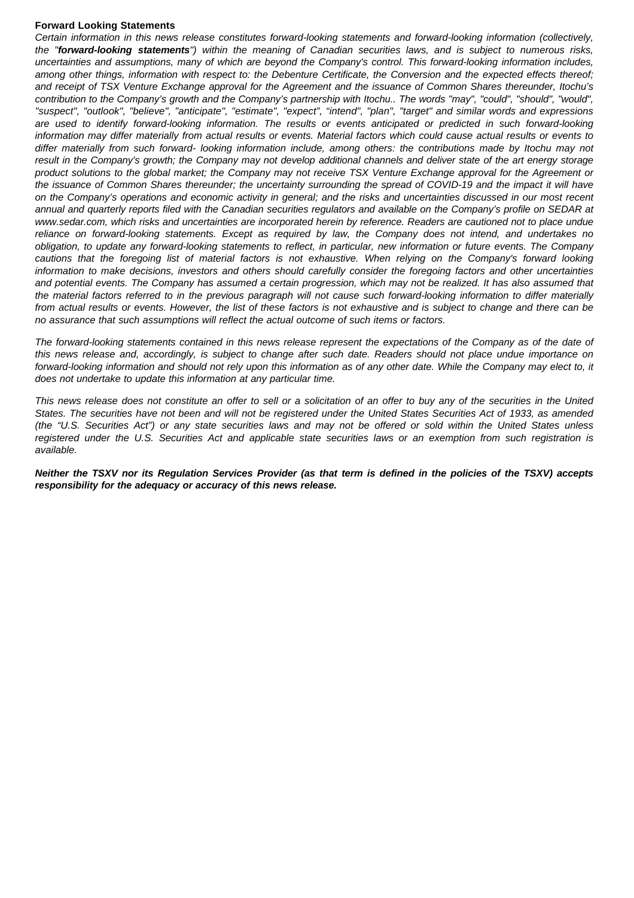**Forward Looking Statements**

*Certain information in this news release constitutes forward-looking statements and forward-looking information (collectively, the "**forward-looking statements**") within the meaning of Canadian securities laws, and is subject to numerous risks, uncertainties and assumptions, many of which are beyond the Company's control. This forward-looking information includes, among other things, information with respect to: the Debenture Certificate, the Conversion and the expected effects thereof; and receipt of TSX Venture Exchange approval for the Agreement and the issuance of Common Shares thereunder, Itochu's contribution to the Company's growth and the Company's partnership with Itochu.. The words "may", "could", "should", "would", "suspect", "outlook", "believe", "anticipate", "estimate", "expect", "intend", "plan", "target" and similar words and expressions are used to identify forward-looking information. The results or events anticipated or predicted in such forward-looking information may differ materially from actual results or events. Material factors which could cause actual results or events to differ materially from such forward- looking information include, among others: the contributions made by Itochu may not result in the Company's growth; the Company may not develop additional channels and deliver state of the art energy storage product solutions to the global market; the Company may not receive TSX Venture Exchange approval for the Agreement or the issuance of Common Shares thereunder; the uncertainty surrounding the spread of COVID-19 and the impact it will have on the Company's operations and economic activity in general; and the risks and uncertainties discussed in our most recent annual and quarterly reports filed with the Canadian securities regulators and available on the Company's profile on SEDAR at www.sedar.com, which risks and uncertainties are incorporated herein by reference. Readers are cautioned not to place undue reliance on forward-looking statements. Except as required by law, the Company does not intend, and undertakes no obligation, to update any forward-looking statements to reflect, in particular, new information or future events. The Company cautions that the foregoing list of material factors is not exhaustive. When relying on the Company's forward looking information to make decisions, investors and others should carefully consider the foregoing factors and other uncertainties and potential events. The Company has assumed a certain progression, which may not be realized. It has also assumed that the material factors referred to in the previous paragraph will not cause such forward-looking information to differ materially from actual results or events. However, the list of these factors is not exhaustive and is subject to change and there can be no assurance that such assumptions will reflect the actual outcome of such items or factors.*

*The forward-looking statements contained in this news release represent the expectations of the Company as of the date of this news release and, accordingly, is subject to change after such date. Readers should not place undue importance on forward-looking information and should not rely upon this information as of any other date. While the Company may elect to, it does not undertake to update this information at any particular time.*

*This news release does not constitute an offer to sell or a solicitation of an offer to buy any of the securities in the United States. The securities have not been and will not be registered under the United States Securities Act of 1933, as amended (the "U.S. Securities Act") or any state securities laws and may not be offered or sold within the United States unless registered under the U.S. Securities Act and applicable state securities laws or an exemption from such registration is available.*

***Neither the TSXV nor its Regulation Services Provider (as that term is defined in the policies of the TSXV) accepts responsibility for the adequacy or accuracy of this news release.***